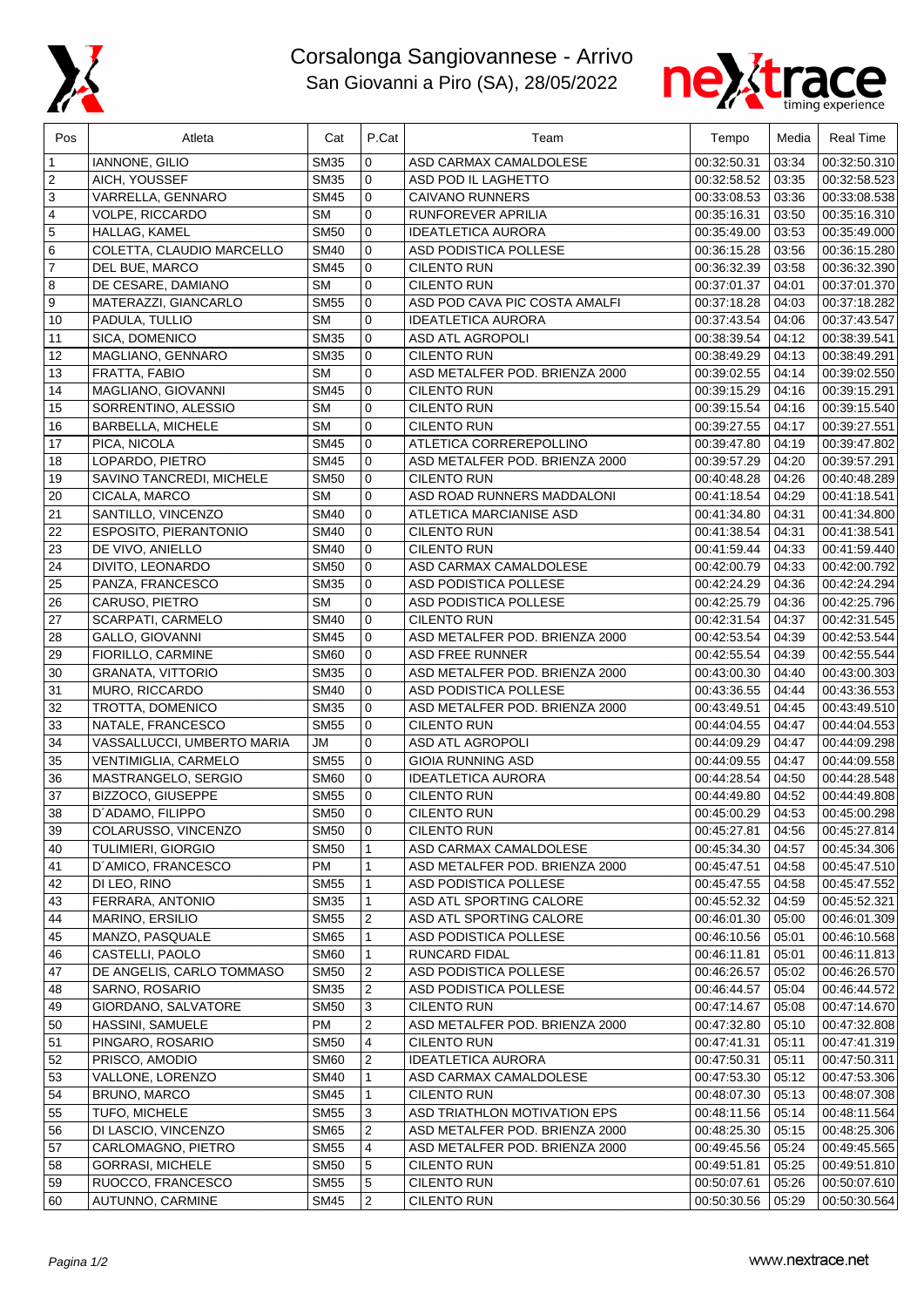# Corsalonga Sangiovannese - Arrivo
## San Giovanni a Piro (SA), 28/05/2022

| Pos | Atleta | Cat | P.Cat | Team | Tempo | Media | Real Time |
|---|---|---|---|---|---|---|---|
| 1 | IANNONE, GILIO | SM35 | 0 | ASD CARMAX CAMALDOLESE | 00:32:50.31 | 03:34 | 00:32:50.310 |
| 2 | AICH, YOUSSEF | SM35 | 0 | ASD POD IL LAGHETTO | 00:32:58.52 | 03:35 | 00:32:58.523 |
| 3 | VARRELLA, GENNARO | SM45 | 0 | CAIVANO RUNNERS | 00:33:08.53 | 03:36 | 00:33:08.538 |
| 4 | VOLPE, RICCARDO | SM | 0 | RUNFOREVER APRILIA | 00:35:16.31 | 03:50 | 00:35:16.310 |
| 5 | HALLAG, KAMEL | SM50 | 0 | IDEATLETICA AURORA | 00:35:49.00 | 03:53 | 00:35:49.000 |
| 6 | COLETTA, CLAUDIO MARCELLO | SM40 | 0 | ASD PODISTICA POLLESE | 00:36:15.28 | 03:56 | 00:36:15.280 |
| 7 | DEL BUE, MARCO | SM45 | 0 | CILENTO RUN | 00:36:32.39 | 03:58 | 00:36:32.390 |
| 8 | DE CESARE, DAMIANO | SM | 0 | CILENTO RUN | 00:37:01.37 | 04:01 | 00:37:01.370 |
| 9 | MATERAZZI, GIANCARLO | SM55 | 0 | ASD POD CAVA PIC COSTA AMALFI | 00:37:18.28 | 04:03 | 00:37:18.282 |
| 10 | PADULA, TULLIO | SM | 0 | IDEATLETICA AURORA | 00:37:43.54 | 04:06 | 00:37:43.547 |
| 11 | SICA, DOMENICO | SM35 | 0 | ASD ATL AGROPOLI | 00:38:39.54 | 04:12 | 00:38:39.541 |
| 12 | MAGLIANO, GENNARO | SM35 | 0 | CILENTO RUN | 00:38:49.29 | 04:13 | 00:38:49.291 |
| 13 | FRATTA, FABIO | SM | 0 | ASD METALFER POD. BRIENZA 2000 | 00:39:02.55 | 04:14 | 00:39:02.550 |
| 14 | MAGLIANO, GIOVANNI | SM45 | 0 | CILENTO RUN | 00:39:15.29 | 04:16 | 00:39:15.291 |
| 15 | SORRENTINO, ALESSIO | SM | 0 | CILENTO RUN | 00:39:15.54 | 04:16 | 00:39:15.540 |
| 16 | BARBELLA, MICHELE | SM | 0 | CILENTO RUN | 00:39:27.55 | 04:17 | 00:39:27.551 |
| 17 | PICA, NICOLA | SM45 | 0 | ATLETICA CORREREPOLLINO | 00:39:47.80 | 04:19 | 00:39:47.802 |
| 18 | LOPARDO, PIETRO | SM45 | 0 | ASD METALFER POD. BRIENZA 2000 | 00:39:57.29 | 04:20 | 00:39:57.291 |
| 19 | SAVINO TANCREDI, MICHELE | SM50 | 0 | CILENTO RUN | 00:40:48.28 | 04:26 | 00:40:48.289 |
| 20 | CICALA, MARCO | SM | 0 | ASD ROAD RUNNERS MADDALONI | 00:41:18.54 | 04:29 | 00:41:18.541 |
| 21 | SANTILLO, VINCENZO | SM40 | 0 | ATLETICA MARCIANISE ASD | 00:41:34.80 | 04:31 | 00:41:34.800 |
| 22 | ESPOSITO, PIERANTONIO | SM40 | 0 | CILENTO RUN | 00:41:38.54 | 04:31 | 00:41:38.541 |
| 23 | DE VIVO, ANIELLO | SM40 | 0 | CILENTO RUN | 00:41:59.44 | 04:33 | 00:41:59.440 |
| 24 | DIVITO, LEONARDO | SM50 | 0 | ASD CARMAX CAMALDOLESE | 00:42:00.79 | 04:33 | 00:42:00.792 |
| 25 | PANZA, FRANCESCO | SM35 | 0 | ASD PODISTICA POLLESE | 00:42:24.29 | 04:36 | 00:42:24.294 |
| 26 | CARUSO, PIETRO | SM | 0 | ASD PODISTICA POLLESE | 00:42:25.79 | 04:36 | 00:42:25.796 |
| 27 | SCARPATI, CARMELO | SM40 | 0 | CILENTO RUN | 00:42:31.54 | 04:37 | 00:42:31.545 |
| 28 | GALLO, GIOVANNI | SM45 | 0 | ASD METALFER POD. BRIENZA 2000 | 00:42:53.54 | 04:39 | 00:42:53.544 |
| 29 | FIORILLO, CARMINE | SM60 | 0 | ASD FREE RUNNER | 00:42:55.54 | 04:39 | 00:42:55.544 |
| 30 | GRANATA, VITTORIO | SM35 | 0 | ASD METALFER POD. BRIENZA 2000 | 00:43:00.30 | 04:40 | 00:43:00.303 |
| 31 | MURO, RICCARDO | SM40 | 0 | ASD PODISTICA POLLESE | 00:43:36.55 | 04:44 | 00:43:36.553 |
| 32 | TROTTA, DOMENICO | SM35 | 0 | ASD METALFER POD. BRIENZA 2000 | 00:43:49.51 | 04:45 | 00:43:49.510 |
| 33 | NATALE, FRANCESCO | SM55 | 0 | CILENTO RUN | 00:44:04.55 | 04:47 | 00:44:04.553 |
| 34 | VASSALLUCCI, UMBERTO MARIA | JM | 0 | ASD ATL AGROPOLI | 00:44:09.29 | 04:47 | 00:44:09.298 |
| 35 | VENTIMIGLIA, CARMELO | SM55 | 0 | GIOIA RUNNING ASD | 00:44:09.55 | 04:47 | 00:44:09.558 |
| 36 | MASTRANGELO, SERGIO | SM60 | 0 | IDEATLETICA AURORA | 00:44:28.54 | 04:50 | 00:44:28.548 |
| 37 | BIZZOCO, GIUSEPPE | SM55 | 0 | CILENTO RUN | 00:44:49.80 | 04:52 | 00:44:49.808 |
| 38 | D´ADAMO, FILIPPO | SM50 | 0 | CILENTO RUN | 00:45:00.29 | 04:53 | 00:45:00.298 |
| 39 | COLARUSSO, VINCENZO | SM50 | 0 | CILENTO RUN | 00:45:27.81 | 04:56 | 00:45:27.814 |
| 40 | TULIMIERI, GIORGIO | SM50 | 1 | ASD CARMAX CAMALDOLESE | 00:45:34.30 | 04:57 | 00:45:34.306 |
| 41 | D´AMICO, FRANCESCO | PM | 1 | ASD METALFER POD. BRIENZA 2000 | 00:45:47.51 | 04:58 | 00:45:47.510 |
| 42 | DI LEO, RINO | SM55 | 1 | ASD PODISTICA POLLESE | 00:45:47.55 | 04:58 | 00:45:47.552 |
| 43 | FERRARA, ANTONIO | SM35 | 1 | ASD ATL SPORTING CALORE | 00:45:52.32 | 04:59 | 00:45:52.321 |
| 44 | MARINO, ERSILIO | SM55 | 2 | ASD ATL SPORTING CALORE | 00:46:01.30 | 05:00 | 00:46:01.309 |
| 45 | MANZO, PASQUALE | SM65 | 1 | ASD PODISTICA POLLESE | 00:46:10.56 | 05:01 | 00:46:10.568 |
| 46 | CASTELLI, PAOLO | SM60 | 1 | RUNCARD FIDAL | 00:46:11.81 | 05:01 | 00:46:11.813 |
| 47 | DE ANGELIS, CARLO TOMMASO | SM50 | 2 | ASD PODISTICA POLLESE | 00:46:26.57 | 05:02 | 00:46:26.570 |
| 48 | SARNO, ROSARIO | SM35 | 2 | ASD PODISTICA POLLESE | 00:46:44.57 | 05:04 | 00:46:44.572 |
| 49 | GIORDANO, SALVATORE | SM50 | 3 | CILENTO RUN | 00:47:14.67 | 05:08 | 00:47:14.670 |
| 50 | HASSINI, SAMUELE | PM | 2 | ASD METALFER POD. BRIENZA 2000 | 00:47:32.80 | 05:10 | 00:47:32.808 |
| 51 | PINGARO, ROSARIO | SM50 | 4 | CILENTO RUN | 00:47:41.31 | 05:11 | 00:47:41.319 |
| 52 | PRISCO, AMODIO | SM60 | 2 | IDEATLETICA AURORA | 00:47:50.31 | 05:11 | 00:47:50.311 |
| 53 | VALLONE, LORENZO | SM40 | 1 | ASD CARMAX CAMALDOLESE | 00:47:53.30 | 05:12 | 00:47:53.306 |
| 54 | BRUNO, MARCO | SM45 | 1 | CILENTO RUN | 00:48:07.30 | 05:13 | 00:48:07.308 |
| 55 | TUFO, MICHELE | SM55 | 3 | ASD TRIATHLON MOTIVATION EPS | 00:48:11.56 | 05:14 | 00:48:11.564 |
| 56 | DI LASCIO, VINCENZO | SM65 | 2 | ASD METALFER POD. BRIENZA 2000 | 00:48:25.30 | 05:15 | 00:48:25.306 |
| 57 | CARLOMAGNO, PIETRO | SM55 | 4 | ASD METALFER POD. BRIENZA 2000 | 00:49:45.56 | 05:24 | 00:49:45.565 |
| 58 | GORRASI, MICHELE | SM50 | 5 | CILENTO RUN | 00:49:51.81 | 05:25 | 00:49:51.810 |
| 59 | RUOCCO, FRANCESCO | SM55 | 5 | CILENTO RUN | 00:50:07.61 | 05:26 | 00:50:07.610 |
| 60 | AUTUNNO, CARMINE | SM45 | 2 | CILENTO RUN | 00:50:30.56 | 05:29 | 00:50:30.564 |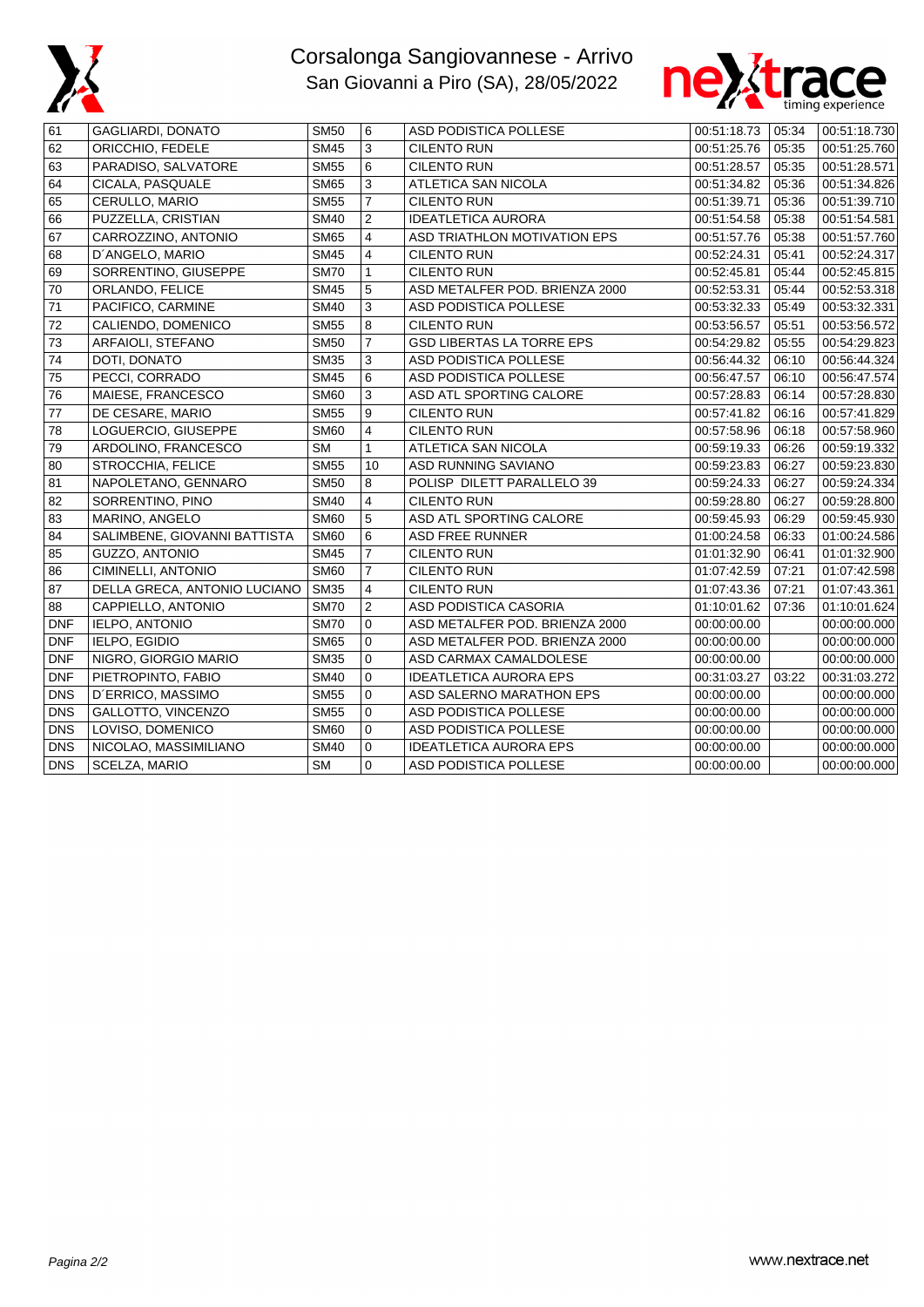# Corsalonga Sangiovannese - Arrivo

San Giovanni a Piro (SA), 28/05/2022

| | | | | | | | |
|---|---|---|---|---|---|---|---|
| 61 | GAGLIARDI, DONATO | SM50 | 6 | ASD PODISTICA POLLESE | 00:51:18.73 | 05:34 | 00:51:18.730 |
| 62 | ORICCHIO, FEDELE | SM45 | 3 | CILENTO RUN | 00:51:25.76 | 05:35 | 00:51:25.760 |
| 63 | PARADISO, SALVATORE | SM55 | 6 | CILENTO RUN | 00:51:28.57 | 05:35 | 00:51:28.571 |
| 64 | CICALA, PASQUALE | SM65 | 3 | ATLETICA SAN NICOLA | 00:51:34.82 | 05:36 | 00:51:34.826 |
| 65 | CERULLO, MARIO | SM55 | 7 | CILENTO RUN | 00:51:39.71 | 05:36 | 00:51:39.710 |
| 66 | PUZZELLA, CRISTIAN | SM40 | 2 | IDEATLETICA AURORA | 00:51:54.58 | 05:38 | 00:51:54.581 |
| 67 | CARROZZINO, ANTONIO | SM65 | 4 | ASD TRIATHLON MOTIVATION EPS | 00:51:57.76 | 05:38 | 00:51:57.760 |
| 68 | D´ANGELO, MARIO | SM45 | 4 | CILENTO RUN | 00:52:24.31 | 05:41 | 00:52:24.317 |
| 69 | SORRENTINO, GIUSEPPE | SM70 | 1 | CILENTO RUN | 00:52:45.81 | 05:44 | 00:52:45.815 |
| 70 | ORLANDO, FELICE | SM45 | 5 | ASD METALFER POD. BRIENZA 2000 | 00:52:53.31 | 05:44 | 00:52:53.318 |
| 71 | PACIFICO, CARMINE | SM40 | 3 | ASD PODISTICA POLLESE | 00:53:32.33 | 05:49 | 00:53:32.331 |
| 72 | CALIENDO, DOMENICO | SM55 | 8 | CILENTO RUN | 00:53:56.57 | 05:51 | 00:53:56.572 |
| 73 | ARFAIOLI, STEFANO | SM50 | 7 | GSD LIBERTAS LA TORRE EPS | 00:54:29.82 | 05:55 | 00:54:29.823 |
| 74 | DOTI, DONATO | SM35 | 3 | ASD PODISTICA POLLESE | 00:56:44.32 | 06:10 | 00:56:44.324 |
| 75 | PECCI, CORRADO | SM45 | 6 | ASD PODISTICA POLLESE | 00:56:47.57 | 06:10 | 00:56:47.574 |
| 76 | MAIESE, FRANCESCO | SM60 | 3 | ASD ATL SPORTING CALORE | 00:57:28.83 | 06:14 | 00:57:28.830 |
| 77 | DE CESARE, MARIO | SM55 | 9 | CILENTO RUN | 00:57:41.82 | 06:16 | 00:57:41.829 |
| 78 | LOGUERCIO, GIUSEPPE | SM60 | 4 | CILENTO RUN | 00:57:58.96 | 06:18 | 00:57:58.960 |
| 79 | ARDOLINO, FRANCESCO | SM | 1 | ATLETICA SAN NICOLA | 00:59:19.33 | 06:26 | 00:59:19.332 |
| 80 | STROCCHIA, FELICE | SM55 | 10 | ASD RUNNING SAVIANO | 00:59:23.83 | 06:27 | 00:59:23.830 |
| 81 | NAPOLETANO, GENNARO | SM50 | 8 | POLISP DILETT PARALLELO 39 | 00:59:24.33 | 06:27 | 00:59:24.334 |
| 82 | SORRENTINO, PINO | SM40 | 4 | CILENTO RUN | 00:59:28.80 | 06:27 | 00:59:28.800 |
| 83 | MARINO, ANGELO | SM60 | 5 | ASD ATL SPORTING CALORE | 00:59:45.93 | 06:29 | 00:59:45.930 |
| 84 | SALIMBENE, GIOVANNI BATTISTA | SM60 | 6 | ASD FREE RUNNER | 01:00:24.58 | 06:33 | 01:00:24.586 |
| 85 | GUZZO, ANTONIO | SM45 | 7 | CILENTO RUN | 01:01:32.90 | 06:41 | 01:01:32.900 |
| 86 | CIMINELLI, ANTONIO | SM60 | 7 | CILENTO RUN | 01:07:42.59 | 07:21 | 01:07:42.598 |
| 87 | DELLA GRECA, ANTONIO LUCIANO | SM35 | 4 | CILENTO RUN | 01:07:43.36 | 07:21 | 01:07:43.361 |
| 88 | CAPPIELLO, ANTONIO | SM70 | 2 | ASD PODISTICA CASORIA | 01:10:01.62 | 07:36 | 01:10:01.624 |
| DNF | IELPO, ANTONIO | SM70 | 0 | ASD METALFER POD. BRIENZA 2000 | 00:00:00.00 | | 00:00:00.000 |
| DNF | IELPO, EGIDIO | SM65 | 0 | ASD METALFER POD. BRIENZA 2000 | 00:00:00.00 | | 00:00:00.000 |
| DNF | NIGRO, GIORGIO MARIO | SM35 | 0 | ASD CARMAX CAMALDOLESE | 00:00:00.00 | | 00:00:00.000 |
| DNF | PIETROPINTO, FABIO | SM40 | 0 | IDEATLETICA AURORA EPS | 00:31:03.27 | 03:22 | 00:31:03.272 |
| DNS | D´ERRICO, MASSIMO | SM55 | 0 | ASD SALERNO MARATHON EPS | 00:00:00.00 | | 00:00:00.000 |
| DNS | GALLOTTO, VINCENZO | SM55 | 0 | ASD PODISTICA POLLESE | 00:00:00.00 | | 00:00:00.000 |
| DNS | LOVISO, DOMENICO | SM60 | 0 | ASD PODISTICA POLLESE | 00:00:00.00 | | 00:00:00.000 |
| DNS | NICOLAO, MASSIMILIANO | SM40 | 0 | IDEATLETICA AURORA EPS | 00:00:00.00 | | 00:00:00.000 |
| DNS | SCELZA, MARIO | SM | 0 | ASD PODISTICA POLLESE | 00:00:00.00 | | 00:00:00.000 |